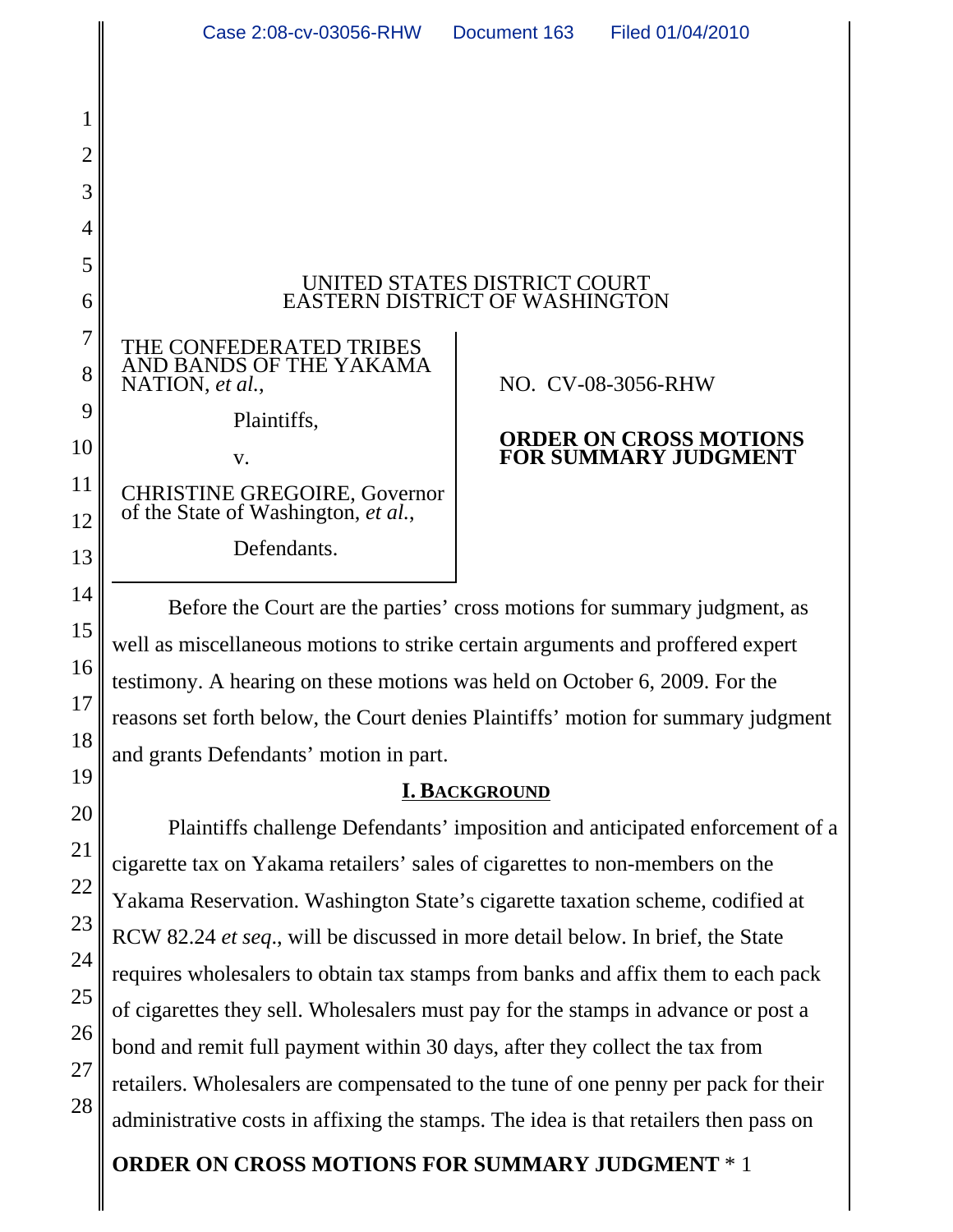UNITED STATES DISTRICT COURT
EASTERN DISTRICT OF WASHINGTON

THE CONFEDERATED TRIBES AND BANDS OF THE YAKAMA NATION, *et al.*,

Plaintiffs,

v.

CHRISTINE GREGOIRE, Governor of the State of Washington, *et al.*,

Defendants.

NO. CV-08-3056-RHW

**ORDER ON CROSS MOTIONS FOR SUMMARY JUDGMENT**

Before the Court are the parties' cross motions for summary judgment, as well as miscellaneous motions to strike certain arguments and proffered expert testimony. A hearing on these motions was held on October 6, 2009. For the reasons set forth below, the Court denies Plaintiffs' motion for summary judgment and grants Defendants' motion in part.

## I. BACKGROUND

Plaintiffs challenge Defendants' imposition and anticipated enforcement of a cigarette tax on Yakama retailers' sales of cigarettes to non-members on the Yakama Reservation. Washington State's cigarette taxation scheme, codified at RCW 82.24 *et seq*., will be discussed in more detail below. In brief, the State requires wholesalers to obtain tax stamps from banks and affix them to each pack of cigarettes they sell. Wholesalers must pay for the stamps in advance or post a bond and remit full payment within 30 days, after they collect the tax from retailers. Wholesalers are compensated to the tune of one penny per pack for their administrative costs in affixing the stamps. The idea is that retailers then pass on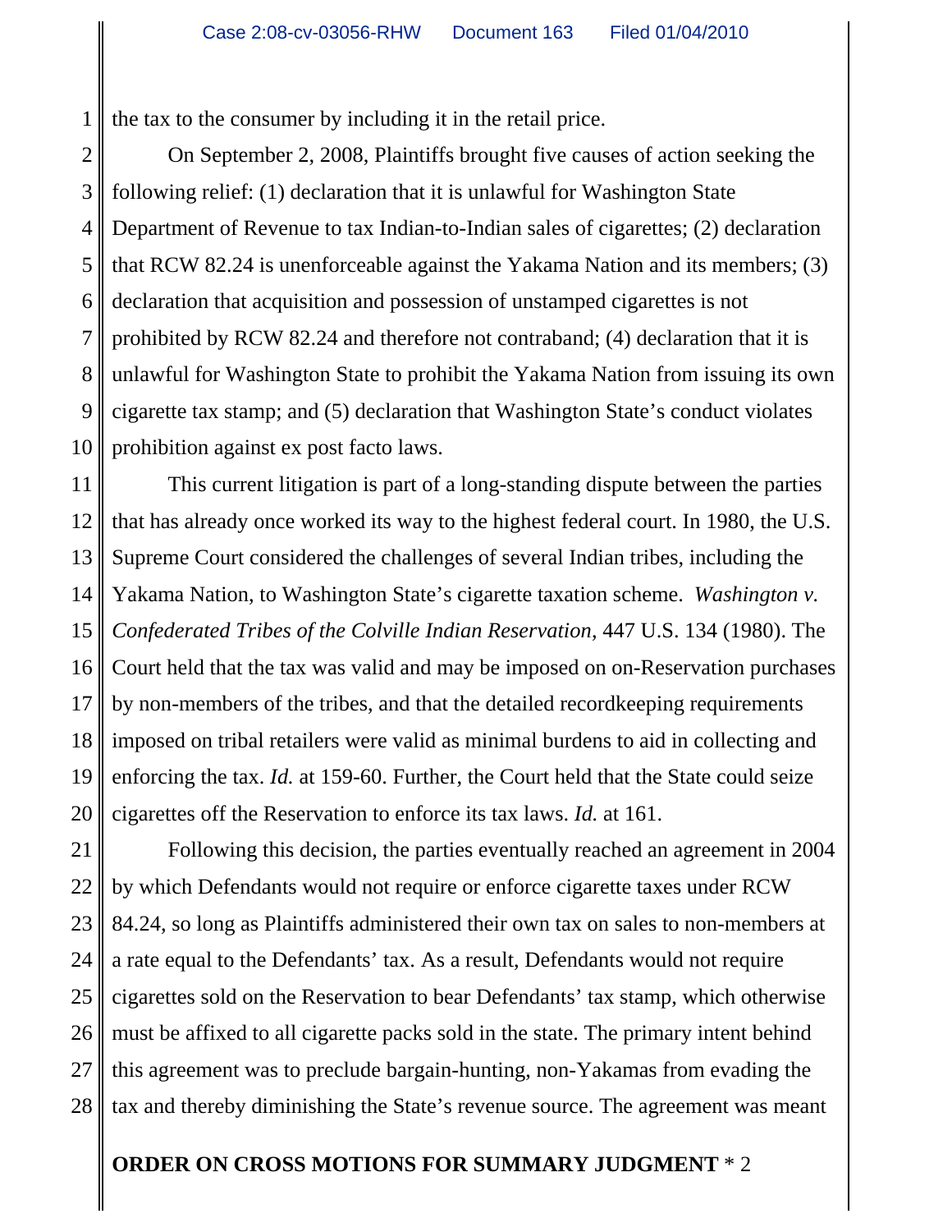the tax to the consumer by including it in the retail price.

On September 2, 2008, Plaintiffs brought five causes of action seeking the following relief: (1) declaration that it is unlawful for Washington State Department of Revenue to tax Indian-to-Indian sales of cigarettes; (2) declaration that RCW 82.24 is unenforceable against the Yakama Nation and its members; (3) declaration that acquisition and possession of unstamped cigarettes is not prohibited by RCW 82.24 and therefore not contraband; (4) declaration that it is unlawful for Washington State to prohibit the Yakama Nation from issuing its own cigarette tax stamp; and (5) declaration that Washington State's conduct violates prohibition against ex post facto laws.

This current litigation is part of a long-standing dispute between the parties that has already once worked its way to the highest federal court. In 1980, the U.S. Supreme Court considered the challenges of several Indian tribes, including the Yakama Nation, to Washington State's cigarette taxation scheme. *Washington v. Confederated Tribes of the Colville Indian Reservation*, 447 U.S. 134 (1980). The Court held that the tax was valid and may be imposed on on-Reservation purchases by non-members of the tribes, and that the detailed recordkeeping requirements imposed on tribal retailers were valid as minimal burdens to aid in collecting and enforcing the tax. *Id.* at 159-60. Further, the Court held that the State could seize cigarettes off the Reservation to enforce its tax laws. *Id.* at 161.

Following this decision, the parties eventually reached an agreement in 2004 by which Defendants would not require or enforce cigarette taxes under RCW 84.24, so long as Plaintiffs administered their own tax on sales to non-members at a rate equal to the Defendants' tax. As a result, Defendants would not require cigarettes sold on the Reservation to bear Defendants' tax stamp, which otherwise must be affixed to all cigarette packs sold in the state. The primary intent behind this agreement was to preclude bargain-hunting, non-Yakamas from evading the tax and thereby diminishing the State's revenue source. The agreement was meant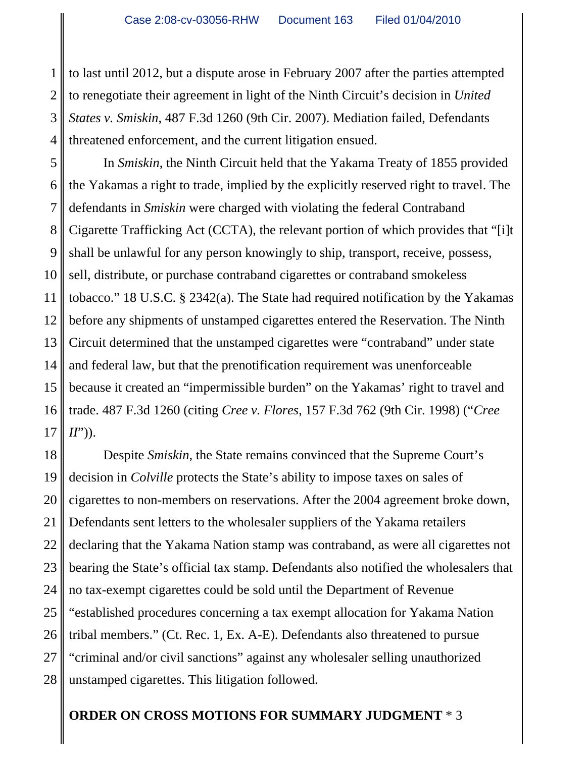to last until 2012, but a dispute arose in February 2007 after the parties attempted to renegotiate their agreement in light of the Ninth Circuit's decision in *United States v. Smiskin*, 487 F.3d 1260 (9th Cir. 2007). Mediation failed, Defendants threatened enforcement, and the current litigation ensued.

In *Smiskin*, the Ninth Circuit held that the Yakama Treaty of 1855 provided the Yakamas a right to trade, implied by the explicitly reserved right to travel. The defendants in *Smiskin* were charged with violating the federal Contraband Cigarette Trafficking Act (CCTA), the relevant portion of which provides that "[i]t shall be unlawful for any person knowingly to ship, transport, receive, possess, sell, distribute, or purchase contraband cigarettes or contraband smokeless tobacco." 18 U.S.C. § 2342(a). The State had required notification by the Yakamas before any shipments of unstamped cigarettes entered the Reservation. The Ninth Circuit determined that the unstamped cigarettes were "contraband" under state and federal law, but that the prenotification requirement was unenforceable because it created an "impermissible burden" on the Yakamas' right to travel and trade. 487 F.3d 1260 (citing *Cree v. Flores*, 157 F.3d 762 (9th Cir. 1998) ("*Cree II*")).

Despite *Smiskin*, the State remains convinced that the Supreme Court's decision in *Colville* protects the State's ability to impose taxes on sales of cigarettes to non-members on reservations. After the 2004 agreement broke down, Defendants sent letters to the wholesaler suppliers of the Yakama retailers declaring that the Yakama Nation stamp was contraband, as were all cigarettes not bearing the State's official tax stamp. Defendants also notified the wholesalers that no tax-exempt cigarettes could be sold until the Department of Revenue "established procedures concerning a tax exempt allocation for Yakama Nation tribal members." (Ct. Rec. 1, Ex. A-E). Defendants also threatened to pursue "criminal and/or civil sanctions" against any wholesaler selling unauthorized unstamped cigarettes. This litigation followed.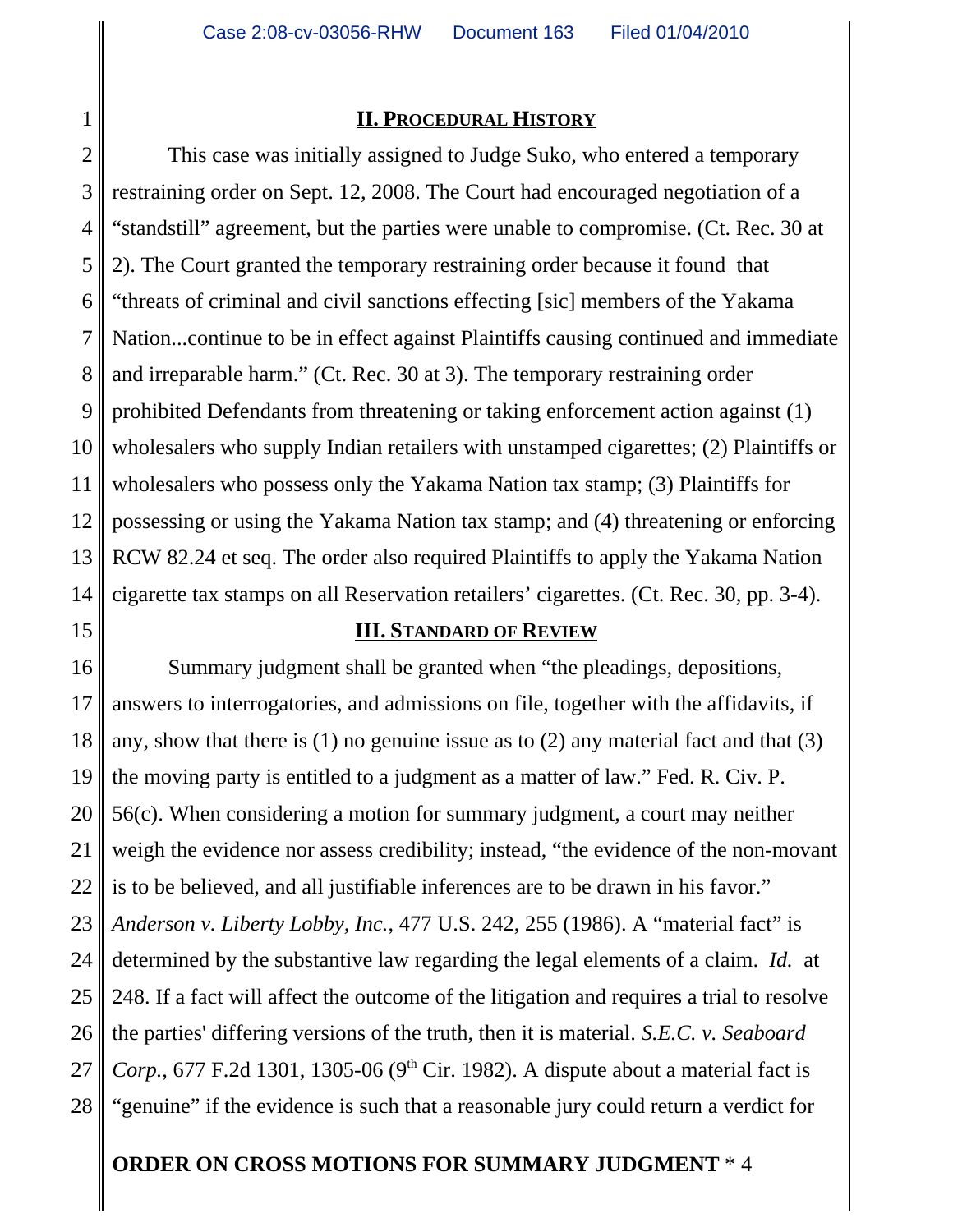## II. PROCEDURAL HISTORY

This case was initially assigned to Judge Suko, who entered a temporary restraining order on Sept. 12, 2008. The Court had encouraged negotiation of a "standstill" agreement, but the parties were unable to compromise. (Ct. Rec. 30 at 2). The Court granted the temporary restraining order because it found that "threats of criminal and civil sanctions effecting [sic] members of the Yakama Nation...continue to be in effect against Plaintiffs causing continued and immediate and irreparable harm." (Ct. Rec. 30 at 3). The temporary restraining order prohibited Defendants from threatening or taking enforcement action against (1) wholesalers who supply Indian retailers with unstamped cigarettes; (2) Plaintiffs or wholesalers who possess only the Yakama Nation tax stamp; (3) Plaintiffs for possessing or using the Yakama Nation tax stamp; and (4) threatening or enforcing RCW 82.24 et seq. The order also required Plaintiffs to apply the Yakama Nation cigarette tax stamps on all Reservation retailers' cigarettes. (Ct. Rec. 30, pp. 3-4).

## III. STANDARD OF REVIEW

Summary judgment shall be granted when "the pleadings, depositions, answers to interrogatories, and admissions on file, together with the affidavits, if any, show that there is (1) no genuine issue as to (2) any material fact and that (3) the moving party is entitled to a judgment as a matter of law." Fed. R. Civ. P. 56(c). When considering a motion for summary judgment, a court may neither weigh the evidence nor assess credibility; instead, "the evidence of the non-movant is to be believed, and all justifiable inferences are to be drawn in his favor." *Anderson v. Liberty Lobby, Inc.*, 477 U.S. 242, 255 (1986). A "material fact" is determined by the substantive law regarding the legal elements of a claim. *Id.* at 248. If a fact will affect the outcome of the litigation and requires a trial to resolve the parties' differing versions of the truth, then it is material. *S.E.C. v. Seaboard Corp.*, 677 F.2d 1301, 1305-06 (9th Cir. 1982). A dispute about a material fact is "genuine" if the evidence is such that a reasonable jury could return a verdict for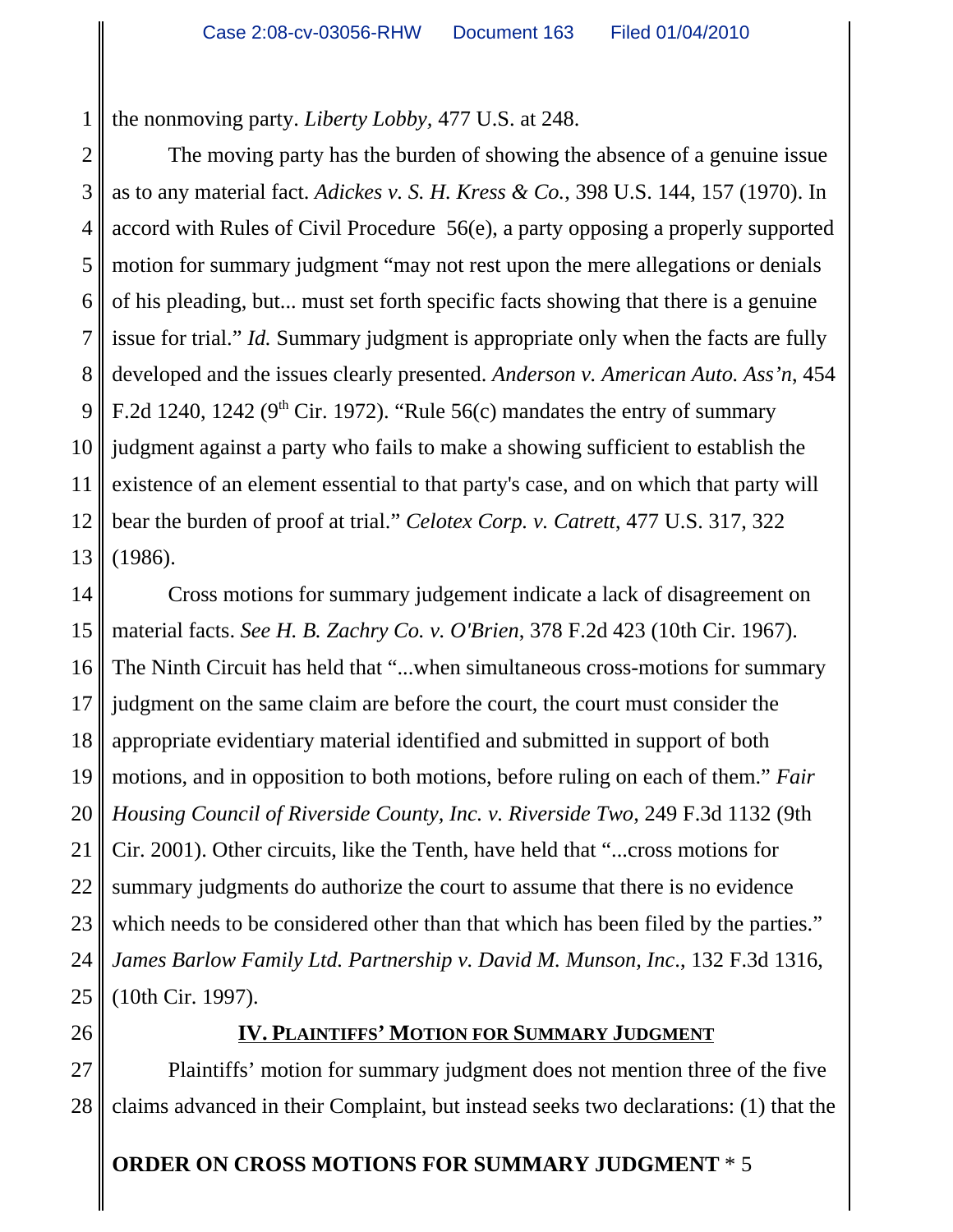the nonmoving party. *Liberty Lobby,* 477 U.S. at 248.

The moving party has the burden of showing the absence of a genuine issue as to any material fact. *Adickes v. S. H. Kress & Co.*, 398 U.S. 144, 157 (1970). In accord with Rules of Civil Procedure 56(e), a party opposing a properly supported motion for summary judgment "may not rest upon the mere allegations or denials of his pleading, but... must set forth specific facts showing that there is a genuine issue for trial." *Id.* Summary judgment is appropriate only when the facts are fully developed and the issues clearly presented. *Anderson v. American Auto. Ass'n*, 454 F.2d 1240, 1242 (9th Cir. 1972). "Rule 56(c) mandates the entry of summary judgment against a party who fails to make a showing sufficient to establish the existence of an element essential to that party's case, and on which that party will bear the burden of proof at trial." *Celotex Corp. v. Catrett*, 477 U.S. 317, 322 (1986).

Cross motions for summary judgement indicate a lack of disagreement on material facts. *See H. B. Zachry Co. v. O'Brien*, 378 F.2d 423 (10th Cir. 1967). The Ninth Circuit has held that "...when simultaneous cross-motions for summary judgment on the same claim are before the court, the court must consider the appropriate evidentiary material identified and submitted in support of both motions, and in opposition to both motions, before ruling on each of them." *Fair Housing Council of Riverside County, Inc. v. Riverside Two*, 249 F.3d 1132 (9th Cir. 2001). Other circuits, like the Tenth, have held that "...cross motions for summary judgments do authorize the court to assume that there is no evidence which needs to be considered other than that which has been filed by the parties." *James Barlow Family Ltd. Partnership v. David M. Munson, Inc*., 132 F.3d 1316, (10th Cir. 1997).

## IV. PLAINTIFFS' MOTION FOR SUMMARY JUDGMENT

Plaintiffs' motion for summary judgment does not mention three of the five claims advanced in their Complaint, but instead seeks two declarations: (1) that the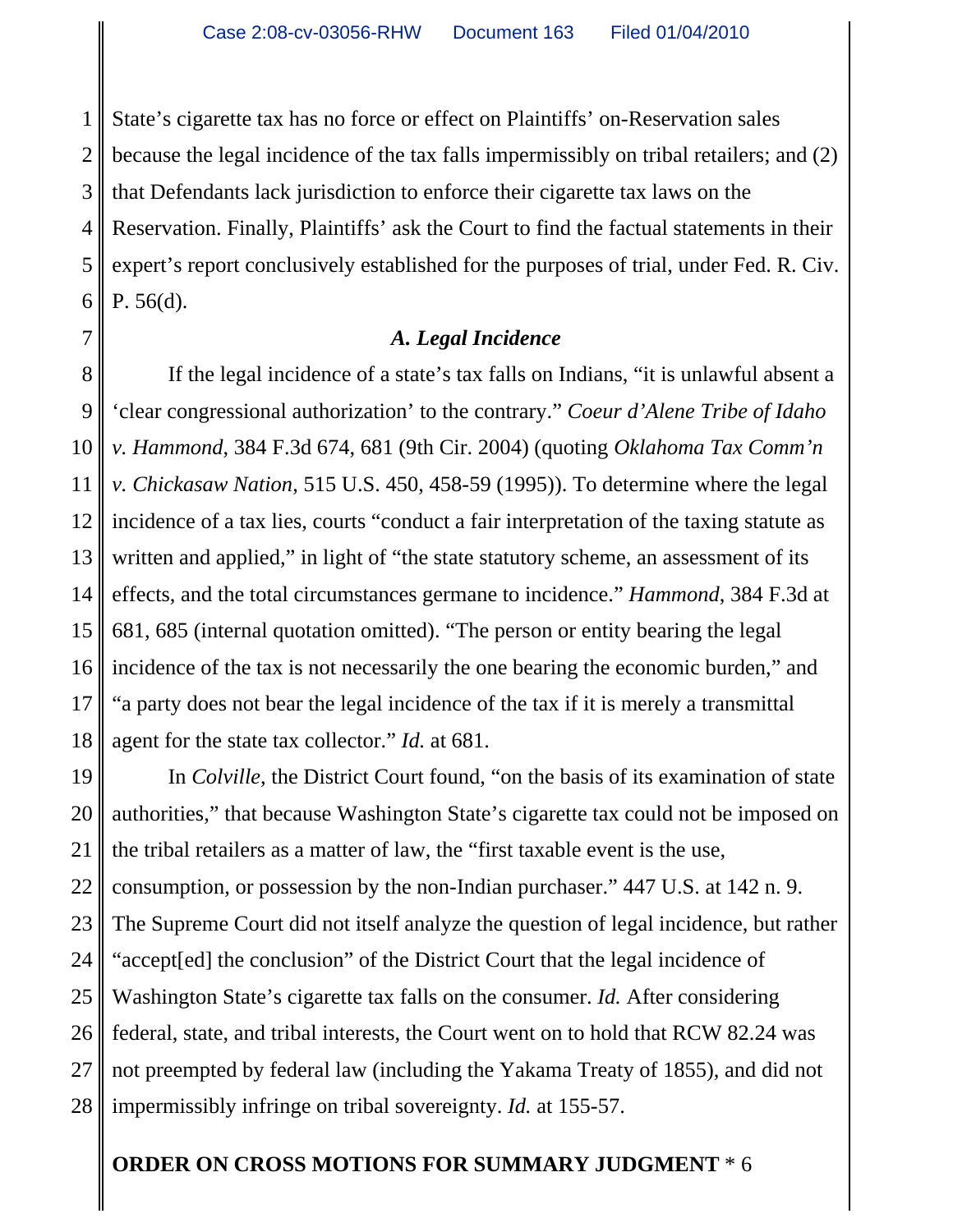State's cigarette tax has no force or effect on Plaintiffs' on-Reservation sales because the legal incidence of the tax falls impermissibly on tribal retailers; and (2) that Defendants lack jurisdiction to enforce their cigarette tax laws on the Reservation. Finally, Plaintiffs' ask the Court to find the factual statements in their expert's report conclusively established for the purposes of trial, under Fed. R. Civ. P. 56(d).

### *A. Legal Incidence*

If the legal incidence of a state's tax falls on Indians, "it is unlawful absent a 'clear congressional authorization' to the contrary." *Coeur d'Alene Tribe of Idaho v. Hammond*, 384 F.3d 674, 681 (9th Cir. 2004) (quoting *Oklahoma Tax Comm'n v. Chickasaw Nation*, 515 U.S. 450, 458-59 (1995)). To determine where the legal incidence of a tax lies, courts "conduct a fair interpretation of the taxing statute as written and applied," in light of "the state statutory scheme, an assessment of its effects, and the total circumstances germane to incidence." *Hammond*, 384 F.3d at 681, 685 (internal quotation omitted). "The person or entity bearing the legal incidence of the tax is not necessarily the one bearing the economic burden," and "a party does not bear the legal incidence of the tax if it is merely a transmittal agent for the state tax collector." *Id.* at 681.

In *Colville*, the District Court found, "on the basis of its examination of state authorities," that because Washington State's cigarette tax could not be imposed on the tribal retailers as a matter of law, the "first taxable event is the use, consumption, or possession by the non-Indian purchaser." 447 U.S. at 142 n. 9. The Supreme Court did not itself analyze the question of legal incidence, but rather "accept[ed] the conclusion" of the District Court that the legal incidence of Washington State's cigarette tax falls on the consumer. *Id.* After considering federal, state, and tribal interests, the Court went on to hold that RCW 82.24 was not preempted by federal law (including the Yakama Treaty of 1855), and did not impermissibly infringe on tribal sovereignty. *Id.* at 155-57.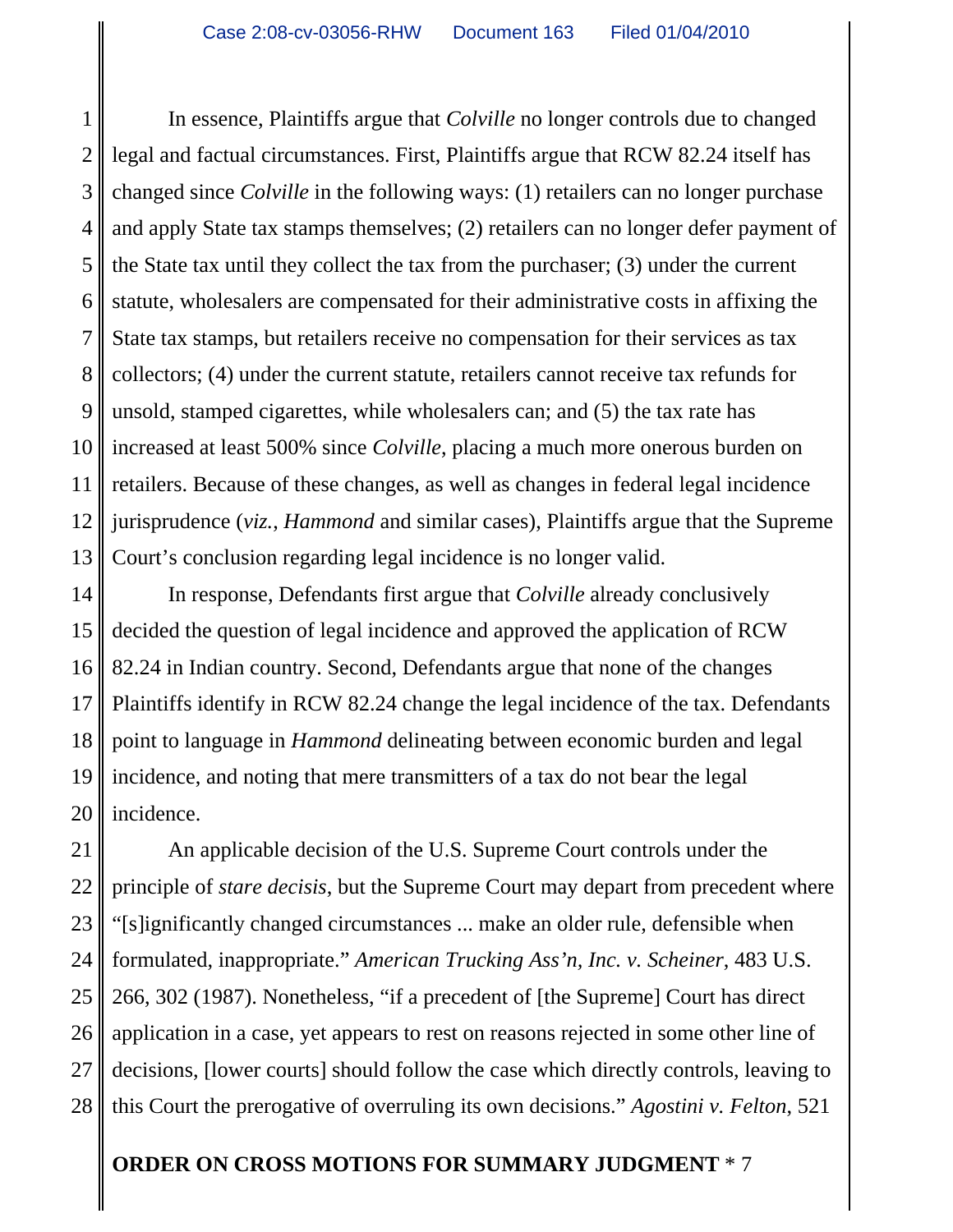In essence, Plaintiffs argue that *Colville* no longer controls due to changed legal and factual circumstances. First, Plaintiffs argue that RCW 82.24 itself has changed since *Colville* in the following ways: (1) retailers can no longer purchase and apply State tax stamps themselves; (2) retailers can no longer defer payment of the State tax until they collect the tax from the purchaser; (3) under the current statute, wholesalers are compensated for their administrative costs in affixing the State tax stamps, but retailers receive no compensation for their services as tax collectors; (4) under the current statute, retailers cannot receive tax refunds for unsold, stamped cigarettes, while wholesalers can; and (5) the tax rate has increased at least 500% since *Colville*, placing a much more onerous burden on retailers. Because of these changes, as well as changes in federal legal incidence jurisprudence (*viz.*, *Hammond* and similar cases), Plaintiffs argue that the Supreme Court's conclusion regarding legal incidence is no longer valid.

In response, Defendants first argue that *Colville* already conclusively decided the question of legal incidence and approved the application of RCW 82.24 in Indian country. Second, Defendants argue that none of the changes Plaintiffs identify in RCW 82.24 change the legal incidence of the tax. Defendants point to language in *Hammond* delineating between economic burden and legal incidence, and noting that mere transmitters of a tax do not bear the legal incidence.

An applicable decision of the U.S. Supreme Court controls under the principle of *stare decisis*, but the Supreme Court may depart from precedent where "[s]ignificantly changed circumstances ... make an older rule, defensible when formulated, inappropriate." *American Trucking Ass'n, Inc. v. Scheiner*, 483 U.S. 266, 302 (1987). Nonetheless, "if a precedent of [the Supreme] Court has direct application in a case, yet appears to rest on reasons rejected in some other line of decisions, [lower courts] should follow the case which directly controls, leaving to this Court the prerogative of overruling its own decisions." *Agostini v. Felton*, 521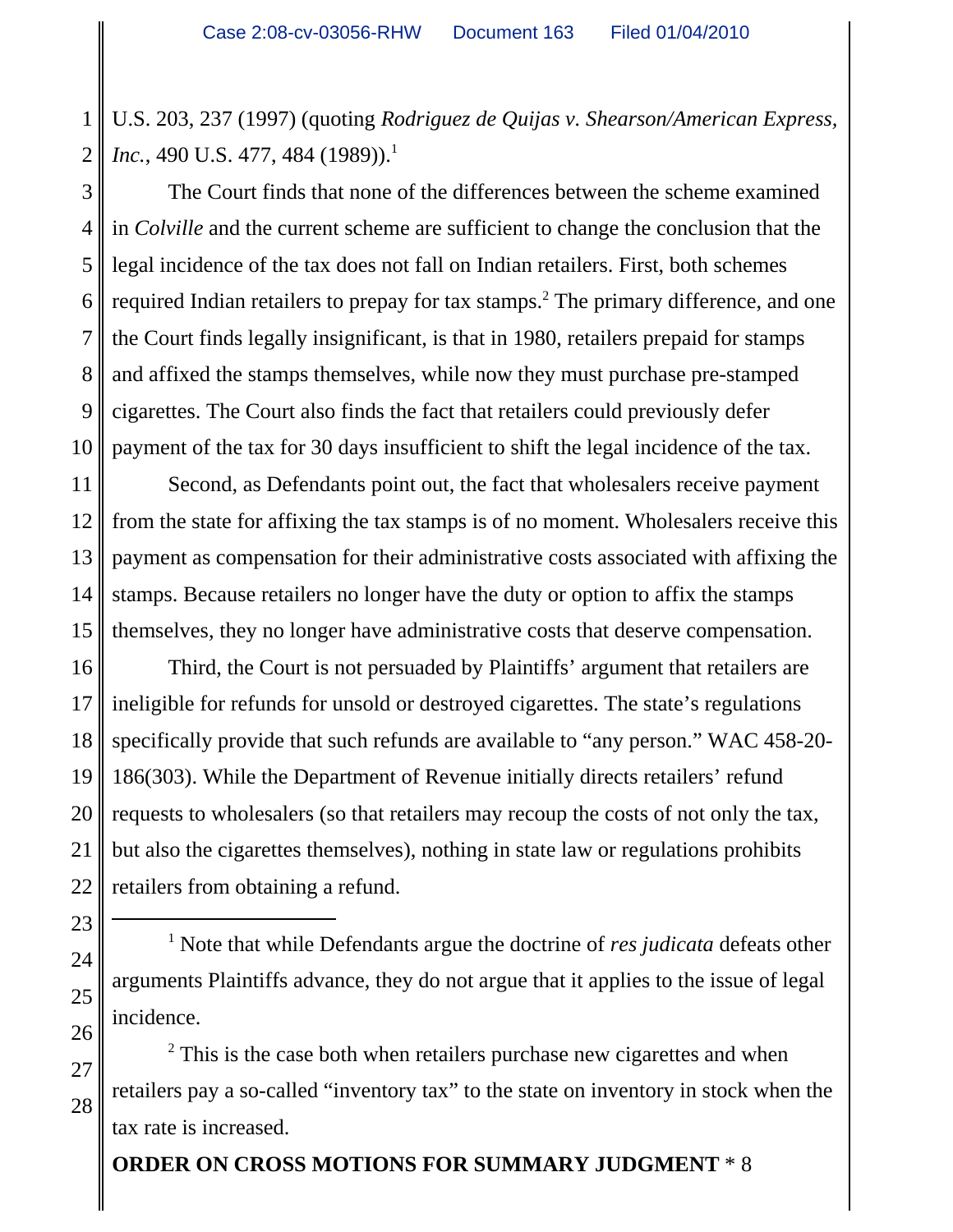U.S. 203, 237 (1997) (quoting *Rodriguez de Quijas v. Shearson/American Express, Inc.*, 490 U.S. 477, 484 (1989)).[1]

The Court finds that none of the differences between the scheme examined in *Colville* and the current scheme are sufficient to change the conclusion that the legal incidence of the tax does not fall on Indian retailers. First, both schemes required Indian retailers to prepay for tax stamps.[2] The primary difference, and one the Court finds legally insignificant, is that in 1980, retailers prepaid for stamps and affixed the stamps themselves, while now they must purchase pre-stamped cigarettes. The Court also finds the fact that retailers could previously defer payment of the tax for 30 days insufficient to shift the legal incidence of the tax.

Second, as Defendants point out, the fact that wholesalers receive payment from the state for affixing the tax stamps is of no moment. Wholesalers receive this payment as compensation for their administrative costs associated with affixing the stamps. Because retailers no longer have the duty or option to affix the stamps themselves, they no longer have administrative costs that deserve compensation.

Third, the Court is not persuaded by Plaintiffs' argument that retailers are ineligible for refunds for unsold or destroyed cigarettes. The state's regulations specifically provide that such refunds are available to "any person." WAC 458-20-186(303). While the Department of Revenue initially directs retailers' refund requests to wholesalers (so that retailers may recoup the costs of not only the tax, but also the cigarettes themselves), nothing in state law or regulations prohibits retailers from obtaining a refund.

---

[1] Note that while Defendants argue the doctrine of *res judicata* defeats other arguments Plaintiffs advance, they do not argue that it applies to the issue of legal incidence.

[2] This is the case both when retailers purchase new cigarettes and when retailers pay a so-called "inventory tax" to the state on inventory in stock when the tax rate is increased.

**ORDER ON CROSS MOTIONS FOR SUMMARY JUDGMENT** * 8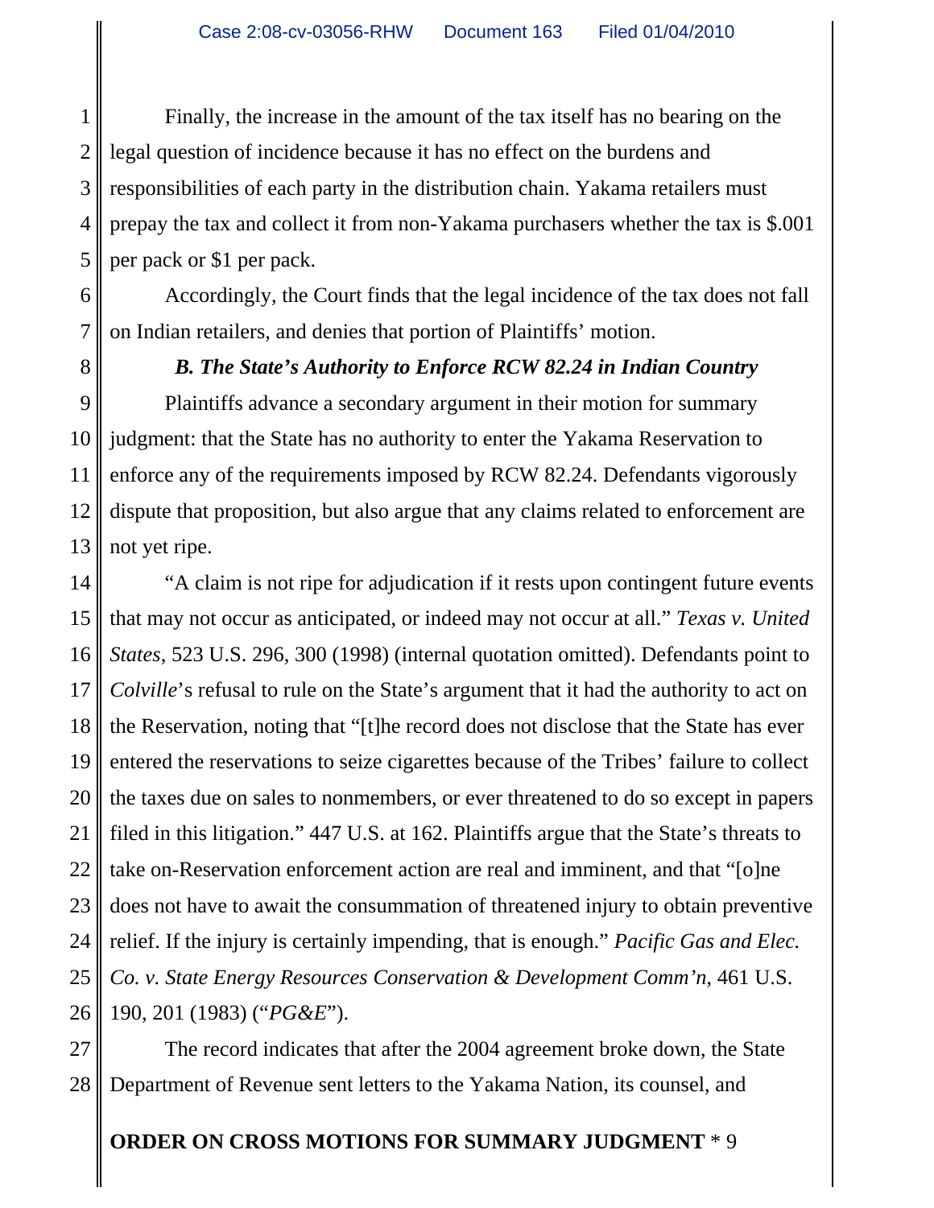Finally, the increase in the amount of the tax itself has no bearing on the legal question of incidence because it has no effect on the burdens and responsibilities of each party in the distribution chain. Yakama retailers must prepay the tax and collect it from non-Yakama purchasers whether the tax is $.001 per pack or $1 per pack.

Accordingly, the Court finds that the legal incidence of the tax does not fall on Indian retailers, and denies that portion of Plaintiffs' motion.

***B. The State's Authority to Enforce RCW 82.24 in Indian Country***

Plaintiffs advance a secondary argument in their motion for summary judgment: that the State has no authority to enter the Yakama Reservation to enforce any of the requirements imposed by RCW 82.24. Defendants vigorously dispute that proposition, but also argue that any claims related to enforcement are not yet ripe.

"A claim is not ripe for adjudication if it rests upon contingent future events that may not occur as anticipated, or indeed may not occur at all." *Texas v. United States*, 523 U.S. 296, 300 (1998) (internal quotation omitted). Defendants point to *Colville*'s refusal to rule on the State's argument that it had the authority to act on the Reservation, noting that "[t]he record does not disclose that the State has ever entered the reservations to seize cigarettes because of the Tribes' failure to collect the taxes due on sales to nonmembers, or ever threatened to do so except in papers filed in this litigation." 447 U.S. at 162. Plaintiffs argue that the State's threats to take on-Reservation enforcement action are real and imminent, and that "[o]ne does not have to await the consummation of threatened injury to obtain preventive relief. If the injury is certainly impending, that is enough." *Pacific Gas and Elec. Co. v. State Energy Resources Conservation & Development Comm'n*, 461 U.S. 190, 201 (1983) ("*PG&E*").

The record indicates that after the 2004 agreement broke down, the State Department of Revenue sent letters to the Yakama Nation, its counsel, and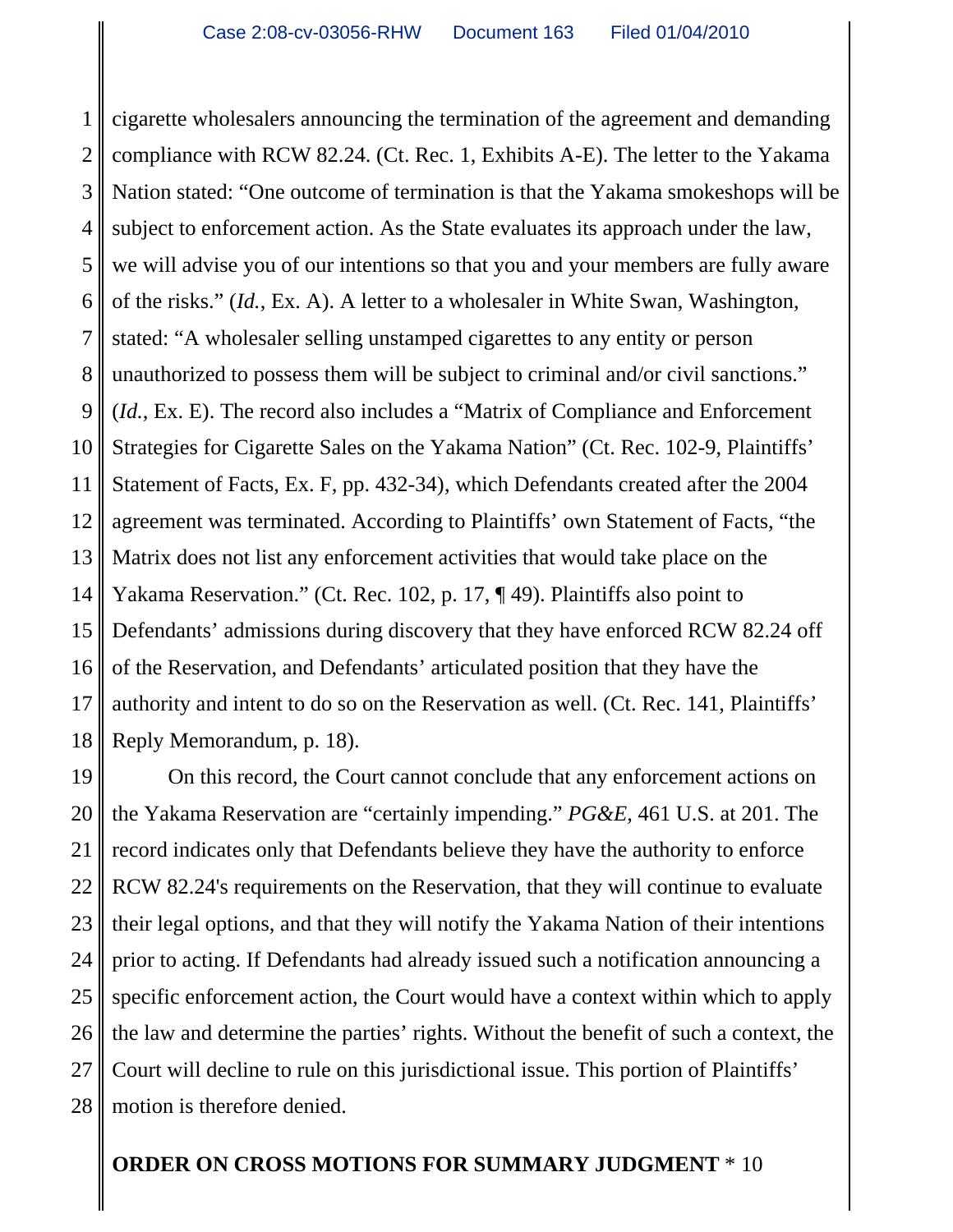cigarette wholesalers announcing the termination of the agreement and demanding compliance with RCW 82.24. (Ct. Rec. 1, Exhibits A-E). The letter to the Yakama Nation stated: "One outcome of termination is that the Yakama smokeshops will be subject to enforcement action. As the State evaluates its approach under the law, we will advise you of our intentions so that you and your members are fully aware of the risks." (*Id.*, Ex. A). A letter to a wholesaler in White Swan, Washington, stated: "A wholesaler selling unstamped cigarettes to any entity or person unauthorized to possess them will be subject to criminal and/or civil sanctions." (*Id.*, Ex. E). The record also includes a "Matrix of Compliance and Enforcement Strategies for Cigarette Sales on the Yakama Nation" (Ct. Rec. 102-9, Plaintiffs' Statement of Facts, Ex. F, pp. 432-34), which Defendants created after the 2004 agreement was terminated. According to Plaintiffs' own Statement of Facts, "the Matrix does not list any enforcement activities that would take place on the Yakama Reservation." (Ct. Rec. 102, p. 17, ¶ 49). Plaintiffs also point to Defendants' admissions during discovery that they have enforced RCW 82.24 off of the Reservation, and Defendants' articulated position that they have the authority and intent to do so on the Reservation as well. (Ct. Rec. 141, Plaintiffs' Reply Memorandum, p. 18).

On this record, the Court cannot conclude that any enforcement actions on the Yakama Reservation are "certainly impending." *PG&E*, 461 U.S. at 201. The record indicates only that Defendants believe they have the authority to enforce RCW 82.24's requirements on the Reservation, that they will continue to evaluate their legal options, and that they will notify the Yakama Nation of their intentions prior to acting. If Defendants had already issued such a notification announcing a specific enforcement action, the Court would have a context within which to apply the law and determine the parties' rights. Without the benefit of such a context, the Court will decline to rule on this jurisdictional issue. This portion of Plaintiffs' motion is therefore denied.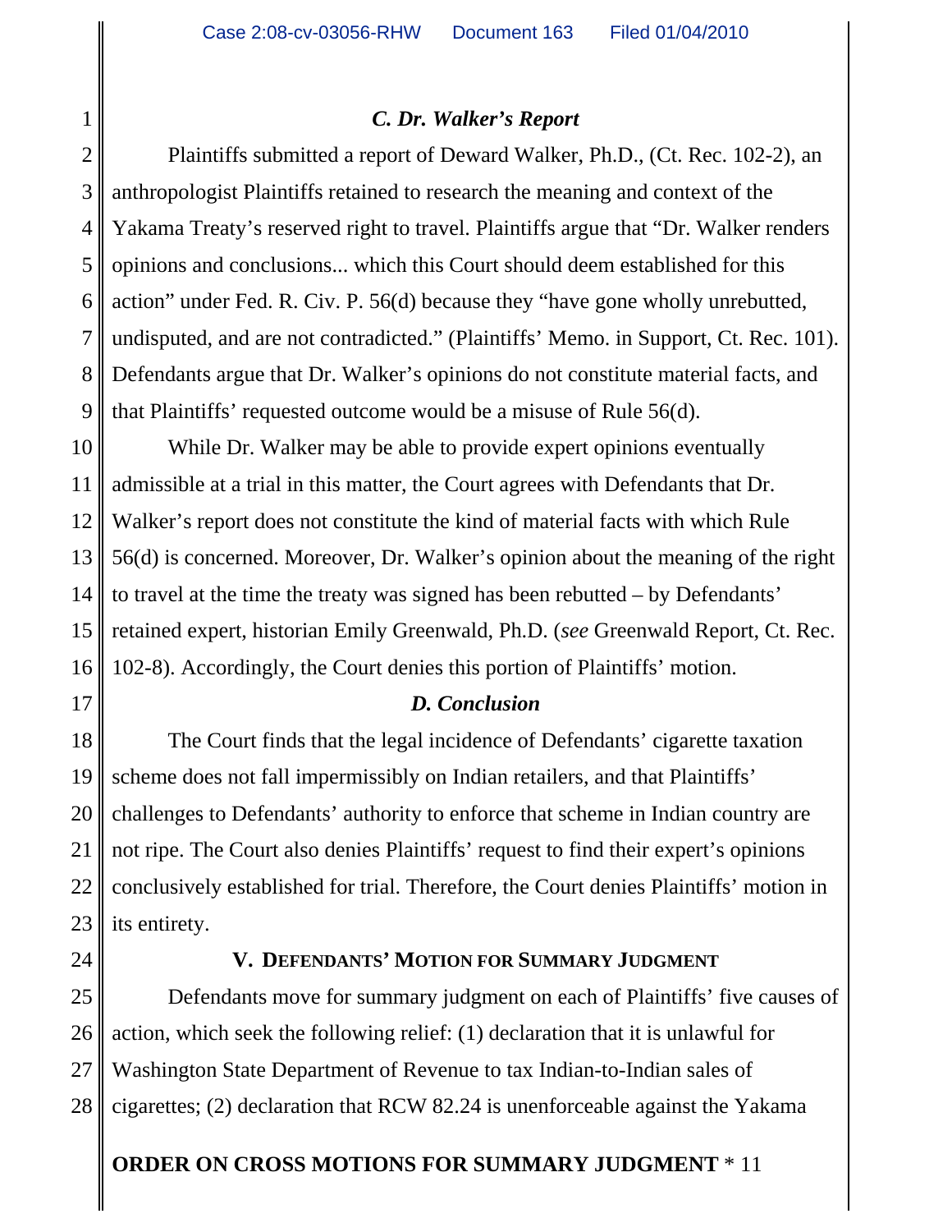### *C. Dr. Walker's Report*

Plaintiffs submitted a report of Deward Walker, Ph.D., (Ct. Rec. 102-2), an anthropologist Plaintiffs retained to research the meaning and context of the Yakama Treaty's reserved right to travel. Plaintiffs argue that "Dr. Walker renders opinions and conclusions... which this Court should deem established for this action" under Fed. R. Civ. P. 56(d) because they "have gone wholly unrebutted, undisputed, and are not contradicted." (Plaintiffs' Memo. in Support, Ct. Rec. 101). Defendants argue that Dr. Walker's opinions do not constitute material facts, and that Plaintiffs' requested outcome would be a misuse of Rule 56(d).

While Dr. Walker may be able to provide expert opinions eventually admissible at a trial in this matter, the Court agrees with Defendants that Dr. Walker's report does not constitute the kind of material facts with which Rule 56(d) is concerned. Moreover, Dr. Walker's opinion about the meaning of the right to travel at the time the treaty was signed has been rebutted – by Defendants' retained expert, historian Emily Greenwald, Ph.D. (*see* Greenwald Report, Ct. Rec. 102-8). Accordingly, the Court denies this portion of Plaintiffs' motion.

### *D. Conclusion*

The Court finds that the legal incidence of Defendants' cigarette taxation scheme does not fall impermissibly on Indian retailers, and that Plaintiffs' challenges to Defendants' authority to enforce that scheme in Indian country are not ripe. The Court also denies Plaintiffs' request to find their expert's opinions conclusively established for trial. Therefore, the Court denies Plaintiffs' motion in its entirety.

## V. DEFENDANTS' MOTION FOR SUMMARY JUDGMENT

Defendants move for summary judgment on each of Plaintiffs' five causes of action, which seek the following relief: (1) declaration that it is unlawful for Washington State Department of Revenue to tax Indian-to-Indian sales of cigarettes; (2) declaration that RCW 82.24 is unenforceable against the Yakama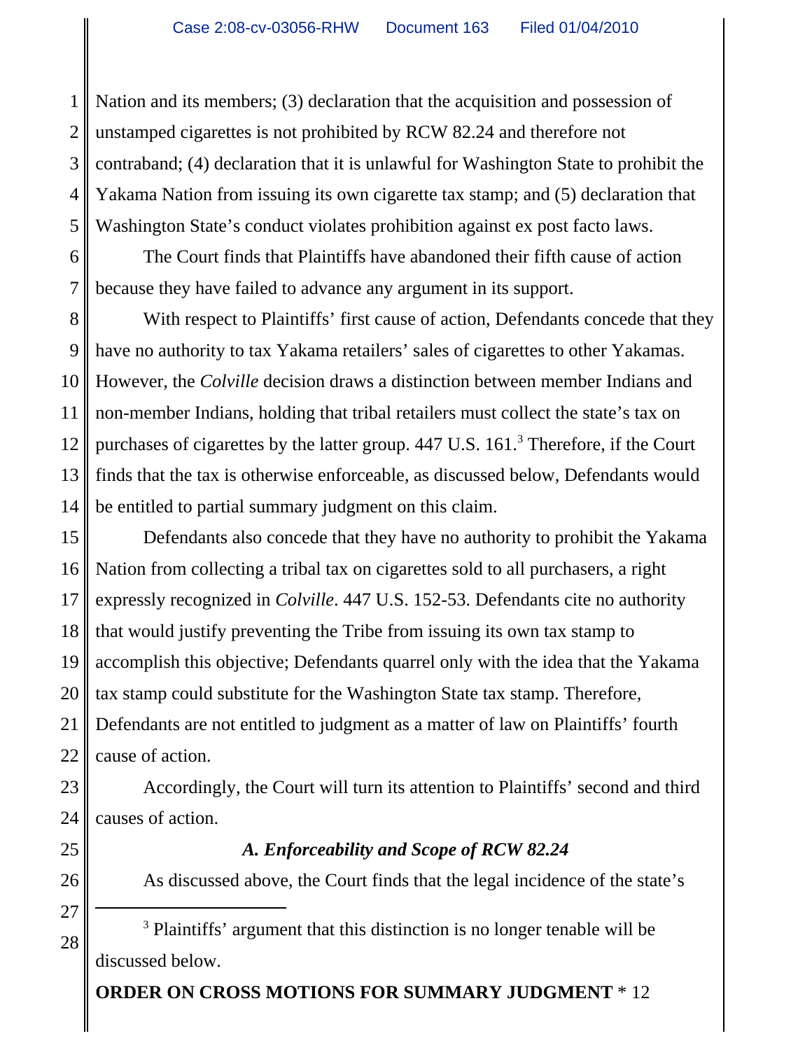Nation and its members; (3) declaration that the acquisition and possession of unstamped cigarettes is not prohibited by RCW 82.24 and therefore not contraband; (4) declaration that it is unlawful for Washington State to prohibit the Yakama Nation from issuing its own cigarette tax stamp; and (5) declaration that Washington State's conduct violates prohibition against ex post facto laws.

The Court finds that Plaintiffs have abandoned their fifth cause of action because they have failed to advance any argument in its support.

With respect to Plaintiffs' first cause of action, Defendants concede that they have no authority to tax Yakama retailers' sales of cigarettes to other Yakamas. However, the *Colville* decision draws a distinction between member Indians and non-member Indians, holding that tribal retailers must collect the state's tax on purchases of cigarettes by the latter group. 447 U.S. 161.[3] Therefore, if the Court finds that the tax is otherwise enforceable, as discussed below, Defendants would be entitled to partial summary judgment on this claim.

Defendants also concede that they have no authority to prohibit the Yakama Nation from collecting a tribal tax on cigarettes sold to all purchasers, a right expressly recognized in *Colville*. 447 U.S. 152-53. Defendants cite no authority that would justify preventing the Tribe from issuing its own tax stamp to accomplish this objective; Defendants quarrel only with the idea that the Yakama tax stamp could substitute for the Washington State tax stamp. Therefore, Defendants are not entitled to judgment as a matter of law on Plaintiffs' fourth cause of action.

Accordingly, the Court will turn its attention to Plaintiffs' second and third causes of action.

### *A. Enforceability and Scope of RCW 82.24*

As discussed above, the Court finds that the legal incidence of the state's

---

[3] Plaintiffs' argument that this distinction is no longer tenable will be discussed below.

**ORDER ON CROSS MOTIONS FOR SUMMARY JUDGMENT** * 12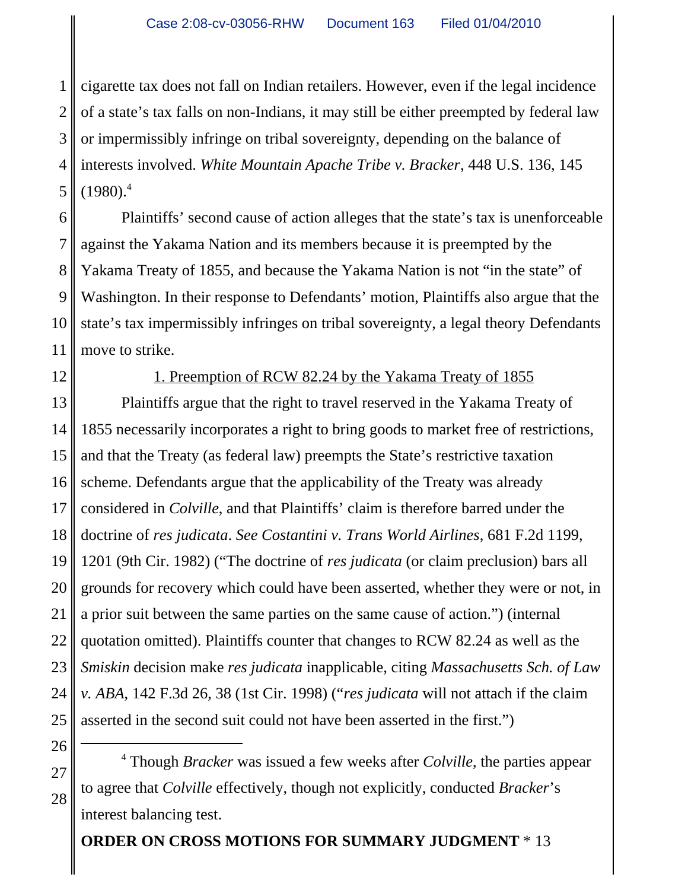cigarette tax does not fall on Indian retailers. However, even if the legal incidence of a state's tax falls on non-Indians, it may still be either preempted by federal law or impermissibly infringe on tribal sovereignty, depending on the balance of interests involved. *White Mountain Apache Tribe v. Bracker*, 448 U.S. 136, 145 (1980).[4]

Plaintiffs' second cause of action alleges that the state's tax is unenforceable against the Yakama Nation and its members because it is preempted by the Yakama Treaty of 1855, and because the Yakama Nation is not "in the state" of Washington. In their response to Defendants' motion, Plaintiffs also argue that the state's tax impermissibly infringes on tribal sovereignty, a legal theory Defendants move to strike.

1. Preemption of RCW 82.24 by the Yakama Treaty of 1855

Plaintiffs argue that the right to travel reserved in the Yakama Treaty of 1855 necessarily incorporates a right to bring goods to market free of restrictions, and that the Treaty (as federal law) preempts the State's restrictive taxation scheme. Defendants argue that the applicability of the Treaty was already considered in *Colville*, and that Plaintiffs' claim is therefore barred under the doctrine of *res judicata*. *See Costantini v. Trans World Airlines*, 681 F.2d 1199, 1201 (9th Cir. 1982) ("The doctrine of *res judicata* (or claim preclusion) bars all grounds for recovery which could have been asserted, whether they were or not, in a prior suit between the same parties on the same cause of action.") (internal quotation omitted). Plaintiffs counter that changes to RCW 82.24 as well as the *Smiskin* decision make *res judicata* inapplicable, citing *Massachusetts Sch. of Law v. ABA*, 142 F.3d 26, 38 (1st Cir. 1998) ("*res judicata* will not attach if the claim asserted in the second suit could not have been asserted in the first.")

---

[4] Though *Bracker* was issued a few weeks after *Colville*, the parties appear to agree that *Colville* effectively, though not explicitly, conducted *Bracker*'s interest balancing test.

**ORDER ON CROSS MOTIONS FOR SUMMARY JUDGMENT** * 13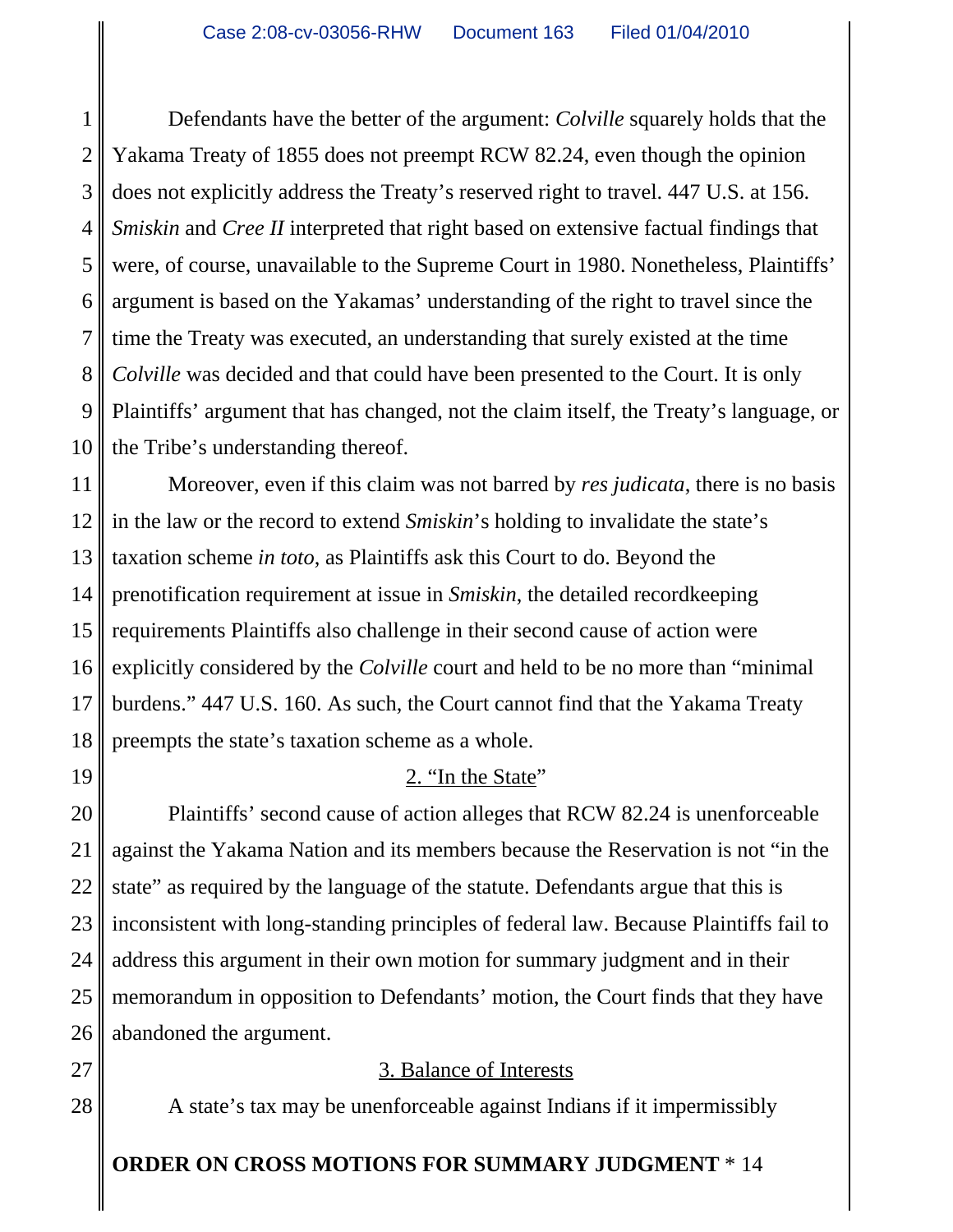Defendants have the better of the argument: *Colville* squarely holds that the Yakama Treaty of 1855 does not preempt RCW 82.24, even though the opinion does not explicitly address the Treaty's reserved right to travel. 447 U.S. at 156. *Smiskin* and *Cree II* interpreted that right based on extensive factual findings that were, of course, unavailable to the Supreme Court in 1980. Nonetheless, Plaintiffs' argument is based on the Yakamas' understanding of the right to travel since the time the Treaty was executed, an understanding that surely existed at the time *Colville* was decided and that could have been presented to the Court. It is only Plaintiffs' argument that has changed, not the claim itself, the Treaty's language, or the Tribe's understanding thereof.

Moreover, even if this claim was not barred by *res judicata*, there is no basis in the law or the record to extend *Smiskin*'s holding to invalidate the state's taxation scheme *in toto*, as Plaintiffs ask this Court to do. Beyond the prenotification requirement at issue in *Smiskin*, the detailed recordkeeping requirements Plaintiffs also challenge in their second cause of action were explicitly considered by the *Colville* court and held to be no more than "minimal burdens." 447 U.S. 160. As such, the Court cannot find that the Yakama Treaty preempts the state's taxation scheme as a whole.

### 2. "In the State"

Plaintiffs' second cause of action alleges that RCW 82.24 is unenforceable against the Yakama Nation and its members because the Reservation is not "in the state" as required by the language of the statute. Defendants argue that this is inconsistent with long-standing principles of federal law. Because Plaintiffs fail to address this argument in their own motion for summary judgment and in their memorandum in opposition to Defendants' motion, the Court finds that they have abandoned the argument.

### 3. Balance of Interests

A state's tax may be unenforceable against Indians if it impermissibly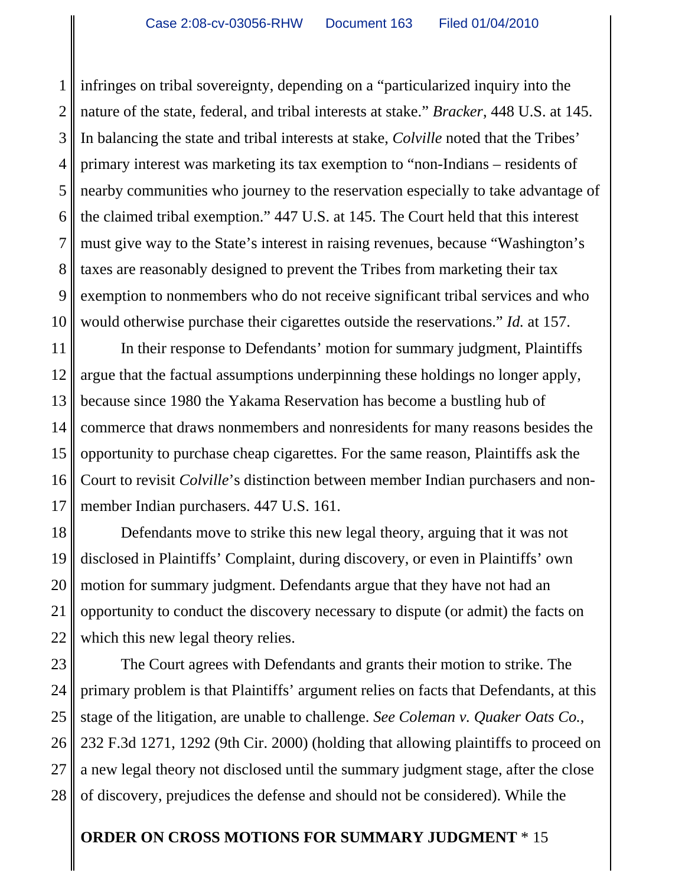infringes on tribal sovereignty, depending on a "particularized inquiry into the nature of the state, federal, and tribal interests at stake." *Bracker*, 448 U.S. at 145. In balancing the state and tribal interests at stake, *Colville* noted that the Tribes' primary interest was marketing its tax exemption to "non-Indians – residents of nearby communities who journey to the reservation especially to take advantage of the claimed tribal exemption." 447 U.S. at 145. The Court held that this interest must give way to the State's interest in raising revenues, because "Washington's taxes are reasonably designed to prevent the Tribes from marketing their tax exemption to nonmembers who do not receive significant tribal services and who would otherwise purchase their cigarettes outside the reservations." *Id.* at 157.

In their response to Defendants' motion for summary judgment, Plaintiffs argue that the factual assumptions underpinning these holdings no longer apply, because since 1980 the Yakama Reservation has become a bustling hub of commerce that draws nonmembers and nonresidents for many reasons besides the opportunity to purchase cheap cigarettes. For the same reason, Plaintiffs ask the Court to revisit *Colville*'s distinction between member Indian purchasers and non-member Indian purchasers. 447 U.S. 161.

Defendants move to strike this new legal theory, arguing that it was not disclosed in Plaintiffs' Complaint, during discovery, or even in Plaintiffs' own motion for summary judgment. Defendants argue that they have not had an opportunity to conduct the discovery necessary to dispute (or admit) the facts on which this new legal theory relies.

The Court agrees with Defendants and grants their motion to strike. The primary problem is that Plaintiffs' argument relies on facts that Defendants, at this stage of the litigation, are unable to challenge. *See Coleman v. Quaker Oats Co.*, 232 F.3d 1271, 1292 (9th Cir. 2000) (holding that allowing plaintiffs to proceed on a new legal theory not disclosed until the summary judgment stage, after the close of discovery, prejudices the defense and should not be considered). While the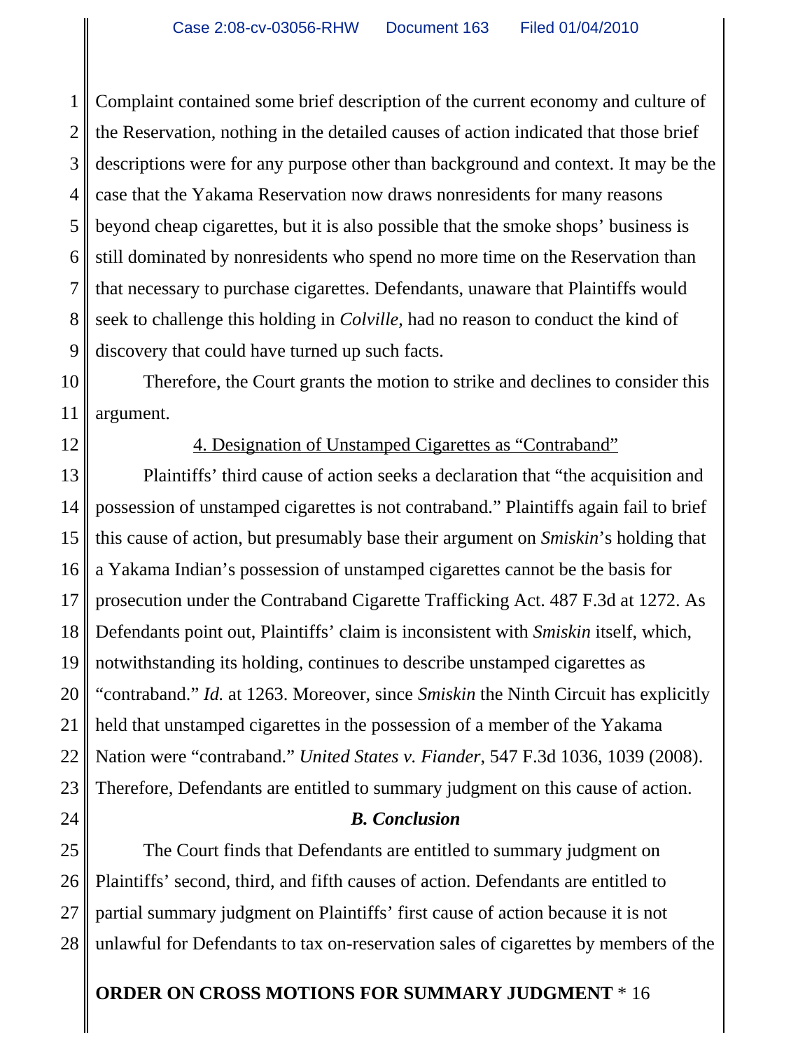Complaint contained some brief description of the current economy and culture of the Reservation, nothing in the detailed causes of action indicated that those brief descriptions were for any purpose other than background and context. It may be the case that the Yakama Reservation now draws nonresidents for many reasons beyond cheap cigarettes, but it is also possible that the smoke shops' business is still dominated by nonresidents who spend no more time on the Reservation than that necessary to purchase cigarettes. Defendants, unaware that Plaintiffs would seek to challenge this holding in *Colville*, had no reason to conduct the kind of discovery that could have turned up such facts.

Therefore, the Court grants the motion to strike and declines to consider this argument.

<u>4. Designation of Unstamped Cigarettes as "Contraband"</u>

Plaintiffs' third cause of action seeks a declaration that "the acquisition and possession of unstamped cigarettes is not contraband." Plaintiffs again fail to brief this cause of action, but presumably base their argument on *Smiskin*'s holding that a Yakama Indian's possession of unstamped cigarettes cannot be the basis for prosecution under the Contraband Cigarette Trafficking Act. 487 F.3d at 1272. As Defendants point out, Plaintiffs' claim is inconsistent with *Smiskin* itself, which, notwithstanding its holding, continues to describe unstamped cigarettes as "contraband." *Id.* at 1263. Moreover, since *Smiskin* the Ninth Circuit has explicitly held that unstamped cigarettes in the possession of a member of the Yakama Nation were "contraband." *United States v. Fiander*, 547 F.3d 1036, 1039 (2008). Therefore, Defendants are entitled to summary judgment on this cause of action.

### *B. Conclusion*

The Court finds that Defendants are entitled to summary judgment on Plaintiffs' second, third, and fifth causes of action. Defendants are entitled to partial summary judgment on Plaintiffs' first cause of action because it is not unlawful for Defendants to tax on-reservation sales of cigarettes by members of the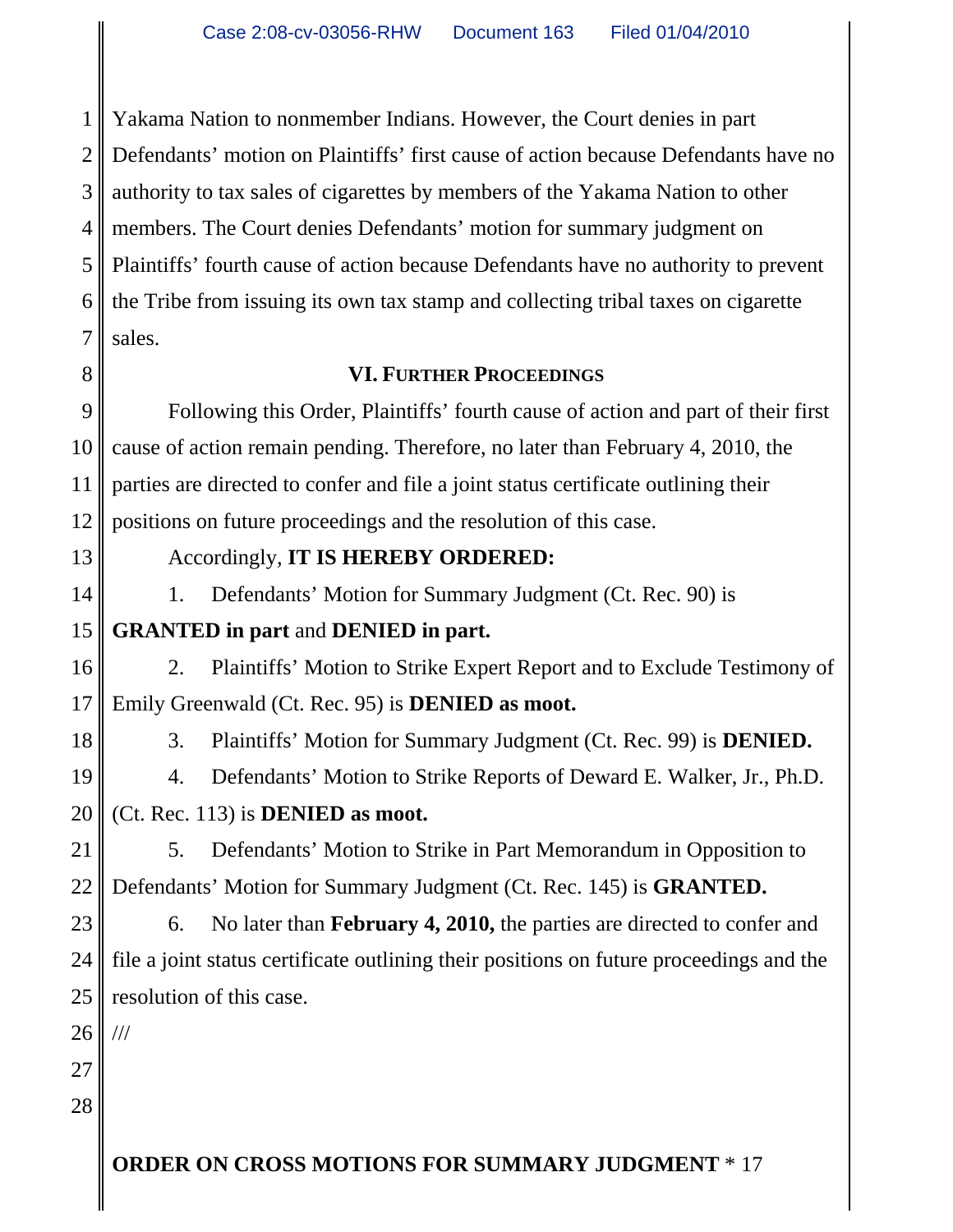Yakama Nation to nonmember Indians. However, the Court denies in part Defendants' motion on Plaintiffs' first cause of action because Defendants have no authority to tax sales of cigarettes by members of the Yakama Nation to other members. The Court denies Defendants' motion for summary judgment on Plaintiffs' fourth cause of action because Defendants have no authority to prevent the Tribe from issuing its own tax stamp and collecting tribal taxes on cigarette sales.

## VI. FURTHER PROCEEDINGS

Following this Order, Plaintiffs' fourth cause of action and part of their first cause of action remain pending. Therefore, no later than February 4, 2010, the parties are directed to confer and file a joint status certificate outlining their positions on future proceedings and the resolution of this case.

Accordingly, **IT IS HEREBY ORDERED:**

1. Defendants' Motion for Summary Judgment (Ct. Rec. 90) is **GRANTED in part** and **DENIED in part.**

2. Plaintiffs' Motion to Strike Expert Report and to Exclude Testimony of Emily Greenwald (Ct. Rec. 95) is **DENIED as moot.**

3. Plaintiffs' Motion for Summary Judgment (Ct. Rec. 99) is **DENIED.**

4. Defendants' Motion to Strike Reports of Deward E. Walker, Jr., Ph.D. (Ct. Rec. 113) is **DENIED as moot.**

5. Defendants' Motion to Strike in Part Memorandum in Opposition to Defendants' Motion for Summary Judgment (Ct. Rec. 145) is **GRANTED.**

6. No later than **February 4, 2010,** the parties are directed to confer and file a joint status certificate outlining their positions on future proceedings and the resolution of this case.

///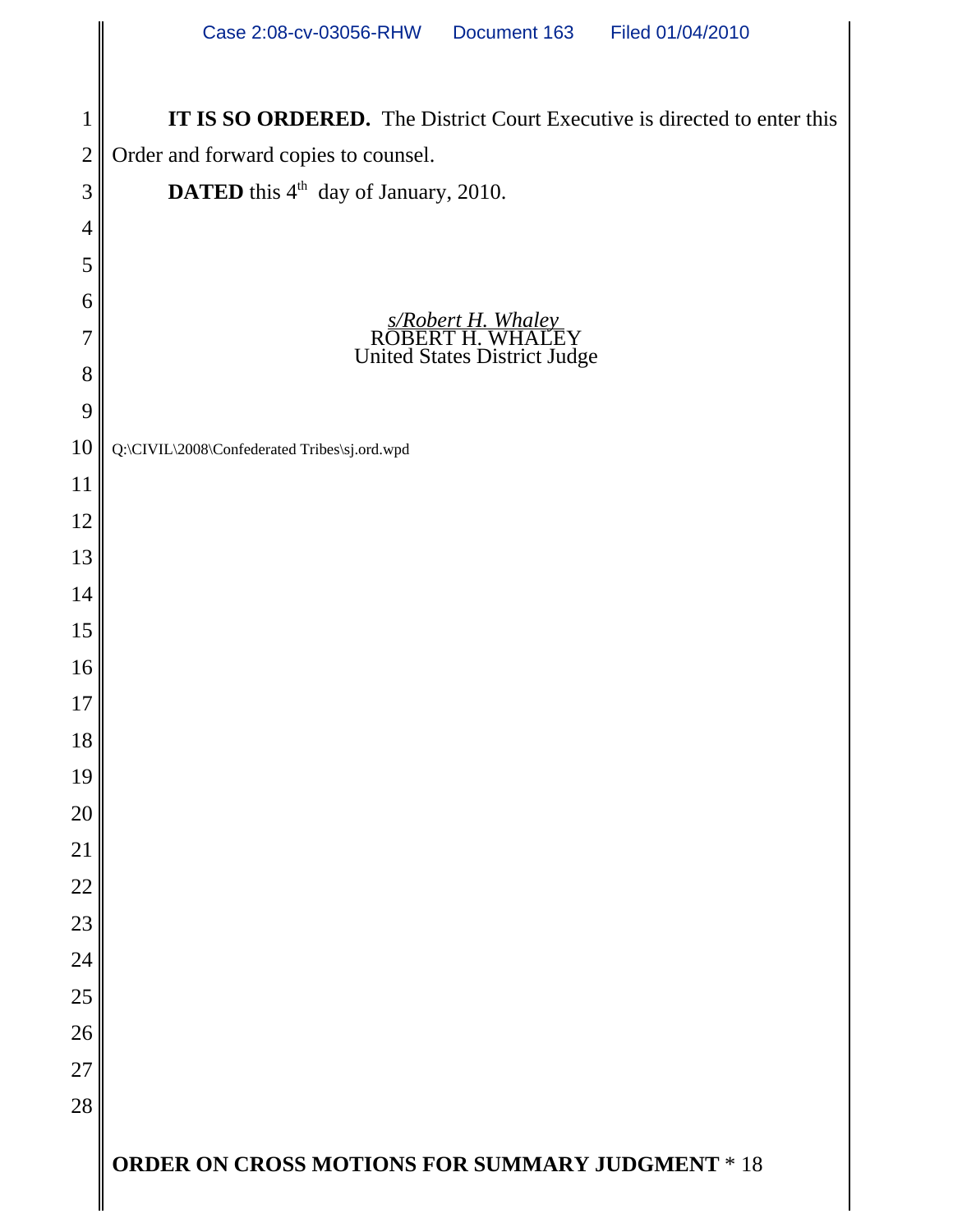**IT IS SO ORDERED.** The District Court Executive is directed to enter this Order and forward copies to counsel.

**DATED** this 4th day of January, 2010.

*s/Robert H. Whaley*
ROBERT H. WHALEY
United States District Judge

Q:\CIVIL\2008\Confederated Tribes\sj.ord.wpd